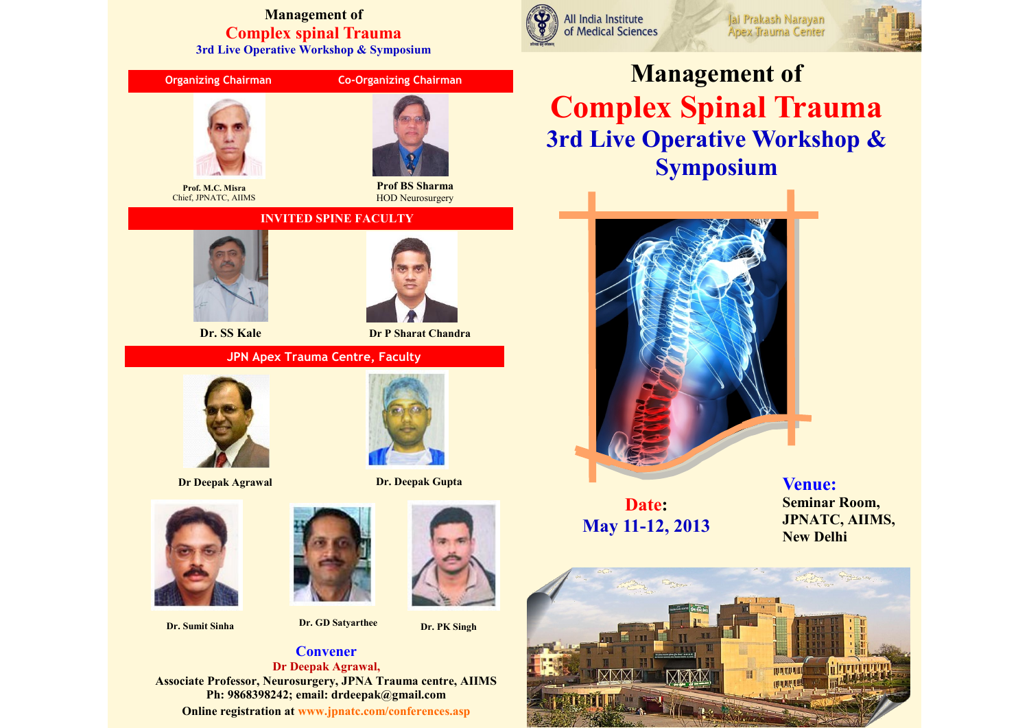# Management of

# Complex spinal Trauma

## 3rd Live Operative Workshop & Symposium

**Organizing Chairman**

**Prof. M.C. Misra**
Chief, JPNATC, AIIMS

**Co-Organizing Chairman**

**Prof BS Sharma**
HOD Neurosurgery

## INVITED SPINE FACULTY

**Dr. SS Kale**

**Dr P Sharat Chandra**

## JPN Apex Trauma Centre, Faculty

**Dr Deepak Agrawal**

**Dr. Deepak Gupta**

**Dr. Sumit Sinha**

**Dr. GD Satyarthee**

**Dr. PK Singh**

## Convener

**Dr Deepak Agrawal,**
**Associate Professor, Neurosurgery, JPNA Trauma centre, AIIMS**
**Ph: 9868398242; email: drdeepak@gmail.com**
**Online registration at www.jpnatc.com/conferences.asp**

All India Institute of Medical Sciences

Jai Prakash Narayan Apex Trauma Center

# Management of

# Complex Spinal Trauma

## 3rd Live Operative Workshop & Symposium

**Date:**
**May 11-12, 2013**

**Venue:**
**Seminar Room, JPNATC, AIIMS, New Delhi**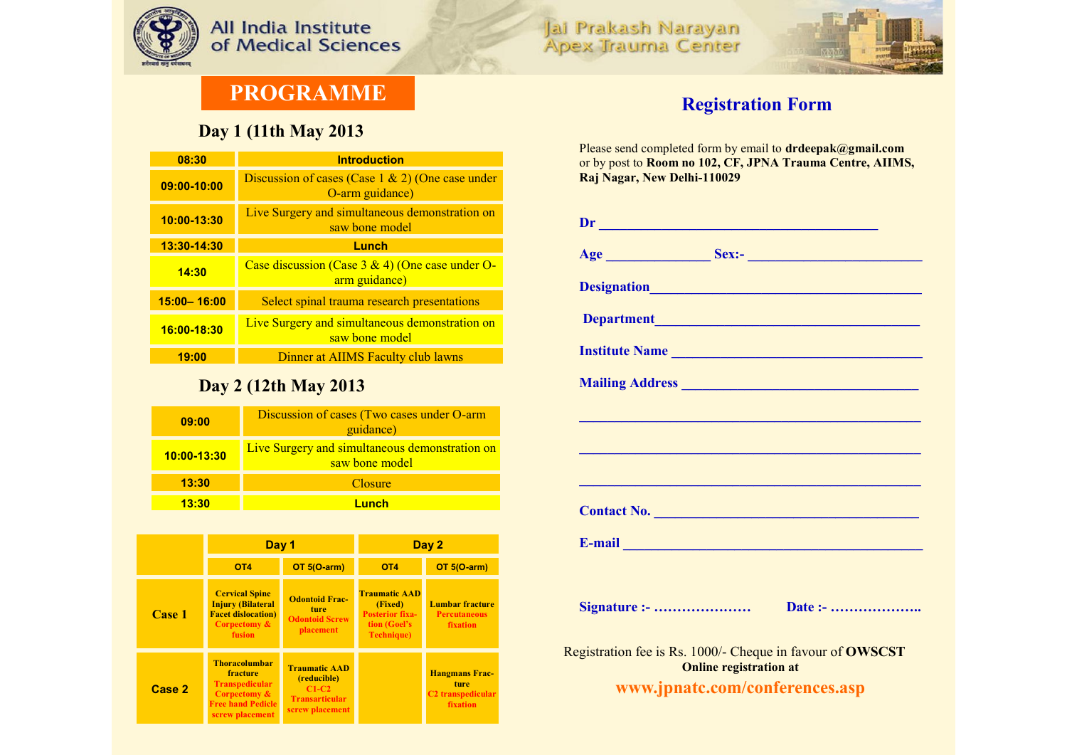All India Institute of Medical Sciences

Jai Prakash Narayan Apex Trauma Center

# PROGRAMME

## Day 1 (11th May 2013

| | |
|---|---|
| 08:30 | **Introduction** |
| 09:00-10:00 | Discussion of cases (Case 1 & 2) (One case under O-arm guidance) |
| 10:00-13:30 | Live Surgery and simultaneous demonstration on saw bone model |
| 13:30-14:30 | **Lunch** |
| 14:30 | Case discussion (Case 3 & 4) (One case under O-arm guidance) |
| 15:00– 16:00 | Select spinal trauma research presentations |
| 16:00-18:30 | Live Surgery and simultaneous demonstration on saw bone model |
| 19:00 | Dinner at AIIMS Faculty club lawns |

## Day 2 (12th May 2013

| | |
|---|---|
| 09:00 | Discussion of cases (Two cases under O-arm guidance) |
| 10:00-13:30 | Live Surgery and simultaneous demonstration on saw bone model |
| 13:30 | Closure |
| 13:30 | **Lunch** |

| | Day 1 | | Day 2 | |
|---|---|---|---|---|
| | OT4 | OT 5(O-arm) | OT4 | OT 5(O-arm) |
| **Case 1** | Cervical Spine Injury (Bilateral Facet dislocation) Corpectomy & fusion | Odontoid Fracture Odontoid Screw placement | Traumatic AAD (Fixed) Posterior fixation (Goel's Technique) | Lumbar fracture Percutaneous fixation |
| **Case 2** | Thoracolumbar fracture Transpedicular Corpectomy & Free hand Pedicle screw placement | Traumatic AAD (reducible) C1-C2 Transarticular screw placement | | Hangmans Fracture C2 transpedicular fixation |

# Registration Form

Please send completed form by email to **drdeepak@gmail.com** or by post to **Room no 102, CF, JPNA Trauma Centre, AIIMS, Raj Nagar, New Delhi-110029**

**Dr** ________________________________________

**Age** _______________ **Sex:-** _________________________

**Designation**________________________________________

**Department**______________________________________

**Institute Name** ____________________________________

**Mailing Address** __________________________________

________________________________________________

________________________________________________

________________________________________________

**Contact No.** ______________________________________

**E-mail** ____________________________________________

**Signature :- …………………** **Date :- ………………..**

Registration fee is Rs. 1000/- Cheque in favour of **OWSCST**

**Online registration at**

**www.jpnatc.com/conferences.asp**